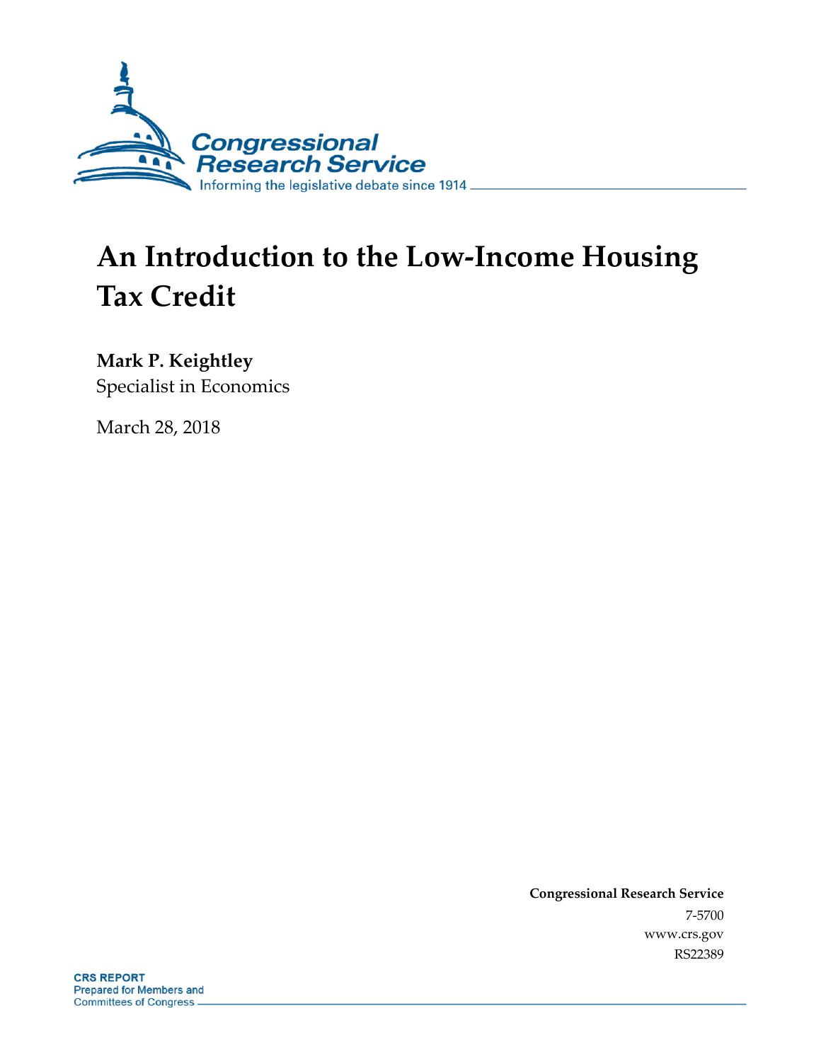# An Introduction to the Low-Income Housing Tax Credit

**Mark P. Keightley**
Specialist in Economics

March 28, 2018

**Congressional Research Service**
7-5700
www.crs.gov
RS22389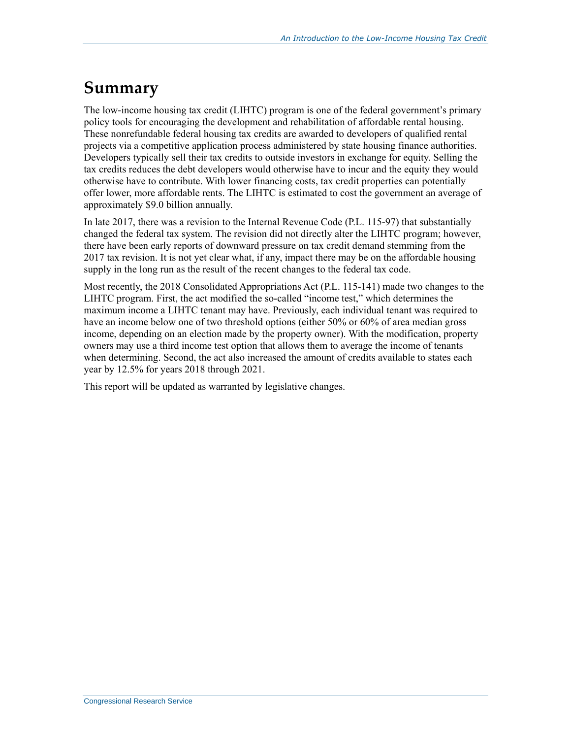# Summary

The low-income housing tax credit (LIHTC) program is one of the federal government's primary policy tools for encouraging the development and rehabilitation of affordable rental housing. These nonrefundable federal housing tax credits are awarded to developers of qualified rental projects via a competitive application process administered by state housing finance authorities. Developers typically sell their tax credits to outside investors in exchange for equity. Selling the tax credits reduces the debt developers would otherwise have to incur and the equity they would otherwise have to contribute. With lower financing costs, tax credit properties can potentially offer lower, more affordable rents. The LIHTC is estimated to cost the government an average of approximately $9.0 billion annually.

In late 2017, there was a revision to the Internal Revenue Code (P.L. 115-97) that substantially changed the federal tax system. The revision did not directly alter the LIHTC program; however, there have been early reports of downward pressure on tax credit demand stemming from the 2017 tax revision. It is not yet clear what, if any, impact there may be on the affordable housing supply in the long run as the result of the recent changes to the federal tax code.

Most recently, the 2018 Consolidated Appropriations Act (P.L. 115-141) made two changes to the LIHTC program. First, the act modified the so-called "income test," which determines the maximum income a LIHTC tenant may have. Previously, each individual tenant was required to have an income below one of two threshold options (either 50% or 60% of area median gross income, depending on an election made by the property owner). With the modification, property owners may use a third income test option that allows them to average the income of tenants when determining. Second, the act also increased the amount of credits available to states each year by 12.5% for years 2018 through 2021.

This report will be updated as warranted by legislative changes.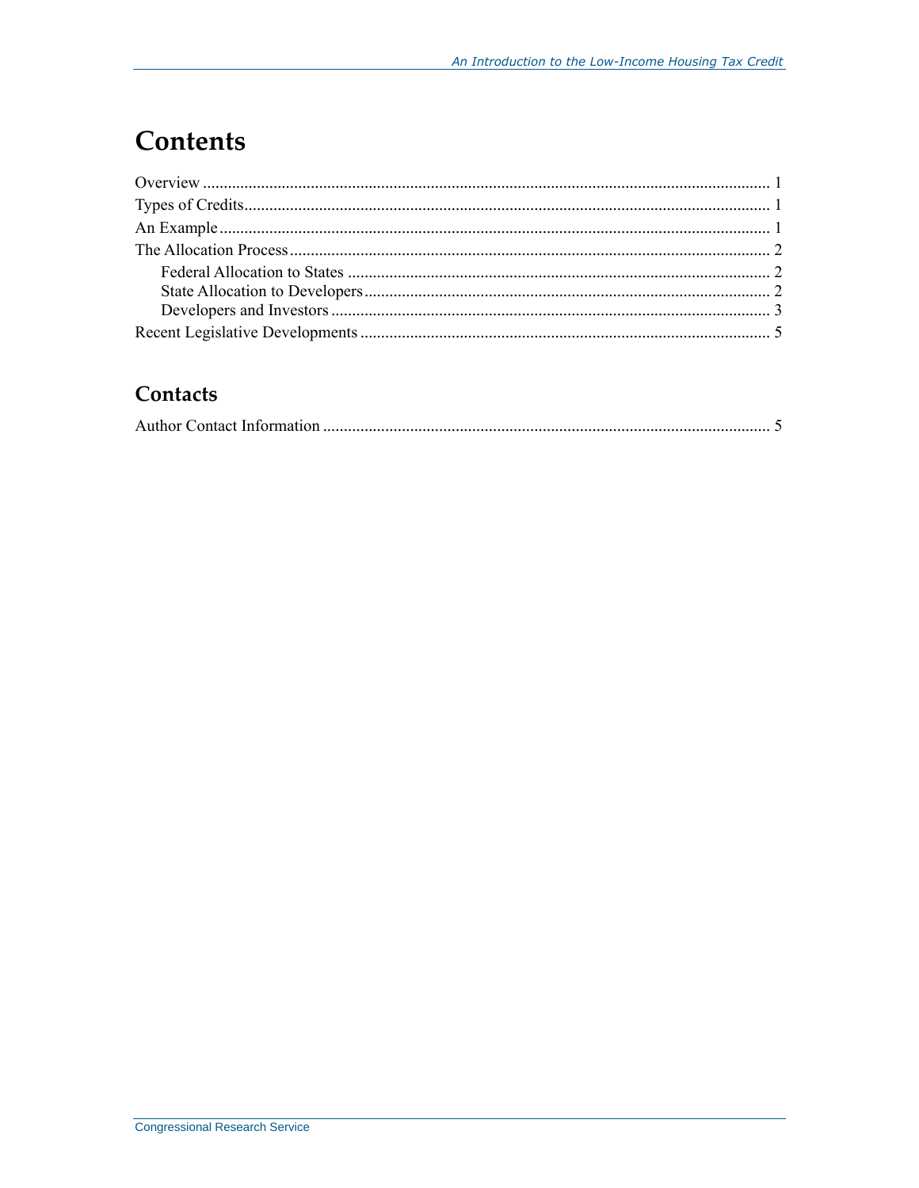# Contents

Overview ..... 1
Types of Credits ..... 1
An Example ..... 1
The Allocation Process ..... 2
    Federal Allocation to States ..... 2
    State Allocation to Developers ..... 2
    Developers and Investors ..... 3
Recent Legislative Developments ..... 5

## Contacts

Author Contact Information ..... 5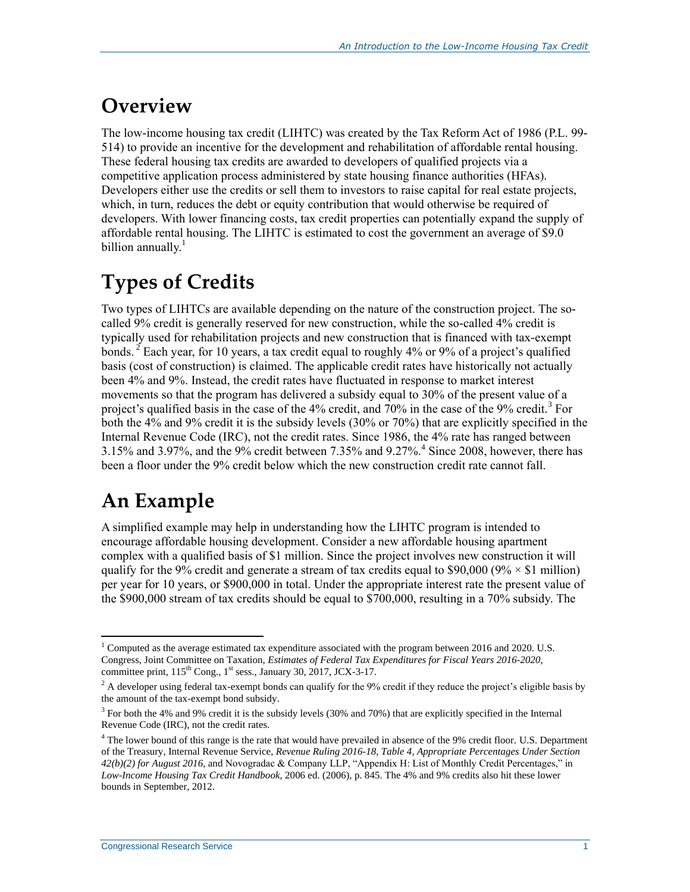## Overview

The low-income housing tax credit (LIHTC) was created by the Tax Reform Act of 1986 (P.L. 99-514) to provide an incentive for the development and rehabilitation of affordable rental housing. These federal housing tax credits are awarded to developers of qualified projects via a competitive application process administered by state housing finance authorities (HFAs). Developers either use the credits or sell them to investors to raise capital for real estate projects, which, in turn, reduces the debt or equity contribution that would otherwise be required of developers. With lower financing costs, tax credit properties can potentially expand the supply of affordable rental housing. The LIHTC is estimated to cost the government an average of $9.0 billion annually.[1]

## Types of Credits

Two types of LIHTCs are available depending on the nature of the construction project. The so-called 9% credit is generally reserved for new construction, while the so-called 4% credit is typically used for rehabilitation projects and new construction that is financed with tax-exempt bonds.[2] Each year, for 10 years, a tax credit equal to roughly 4% or 9% of a project's qualified basis (cost of construction) is claimed. The applicable credit rates have historically not actually been 4% and 9%. Instead, the credit rates have fluctuated in response to market interest movements so that the program has delivered a subsidy equal to 30% of the present value of a project's qualified basis in the case of the 4% credit, and 70% in the case of the 9% credit.[3] For both the 4% and 9% credit it is the subsidy levels (30% or 70%) that are explicitly specified in the Internal Revenue Code (IRC), not the credit rates. Since 1986, the 4% rate has ranged between 3.15% and 3.97%, and the 9% credit between 7.35% and 9.27%.[4] Since 2008, however, there has been a floor under the 9% credit below which the new construction credit rate cannot fall.

## An Example

A simplified example may help in understanding how the LIHTC program is intended to encourage affordable housing development. Consider a new affordable housing apartment complex with a qualified basis of $1 million. Since the project involves new construction it will qualify for the 9% credit and generate a stream of tax credits equal to $90,000 (9% × $1 million) per year for 10 years, or $900,000 in total. Under the appropriate interest rate the present value of the $900,000 stream of tax credits should be equal to $700,000, resulting in a 70% subsidy. The

---

[1] Computed as the average estimated tax expenditure associated with the program between 2016 and 2020. U.S. Congress, Joint Committee on Taxation, *Estimates of Federal Tax Expenditures for Fiscal Years 2016-2020*, committee print, 115th Cong., 1st sess., January 30, 2017, JCX-3-17.

[2] A developer using federal tax-exempt bonds can qualify for the 9% credit if they reduce the project's eligible basis by the amount of the tax-exempt bond subsidy.

[3] For both the 4% and 9% credit it is the subsidy levels (30% and 70%) that are explicitly specified in the Internal Revenue Code (IRC), not the credit rates.

[4] The lower bound of this range is the rate that would have prevailed in absence of the 9% credit floor. U.S. Department of the Treasury, Internal Revenue Service, *Revenue Ruling 2016-18, Table 4, Appropriate Percentages Under Section 42(b)(2) for August 2016*, and Novogradac & Company LLP, "Appendix H: List of Monthly Credit Percentages," in *Low-Income Housing Tax Credit Handbook*, 2006 ed. (2006), p. 845. The 4% and 9% credits also hit these lower bounds in September, 2012.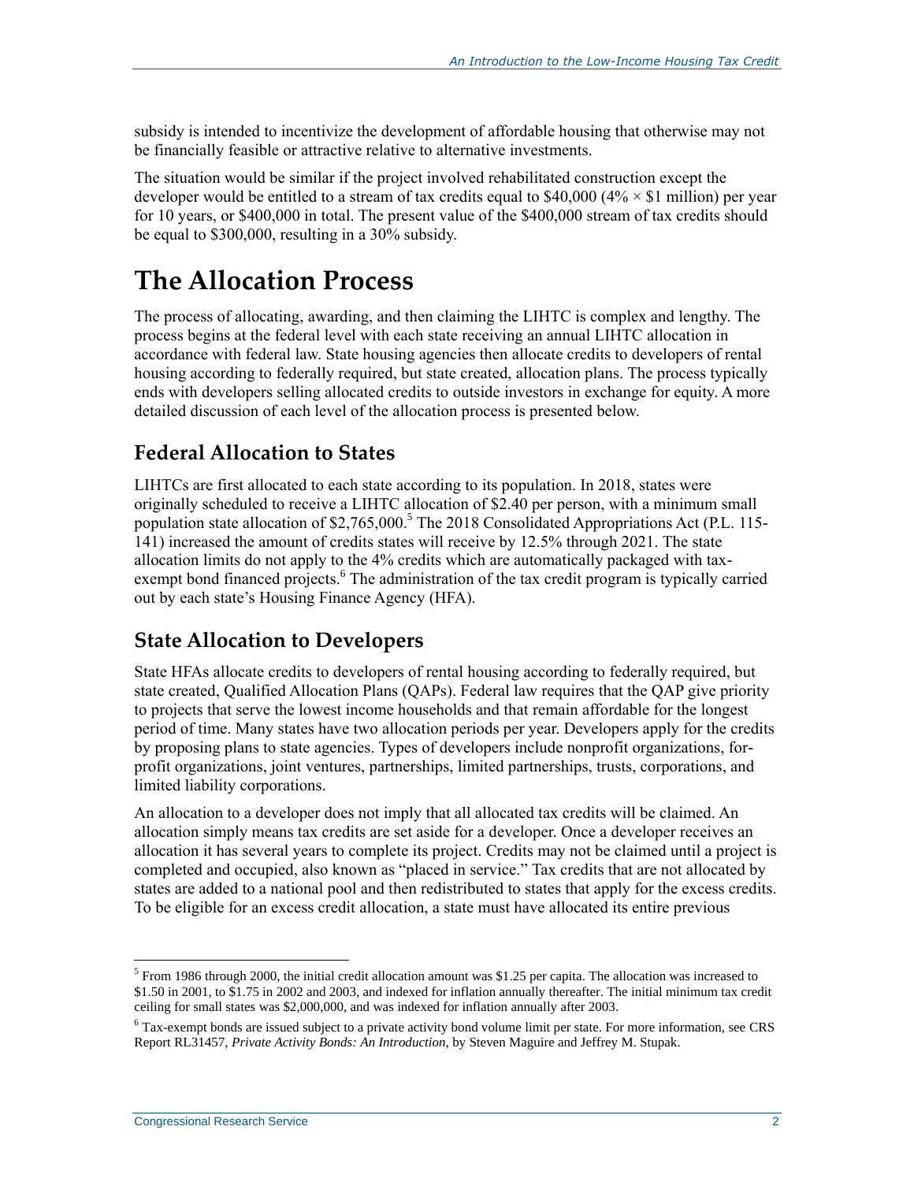subsidy is intended to incentivize the development of affordable housing that otherwise may not be financially feasible or attractive relative to alternative investments.

The situation would be similar if the project involved rehabilitated construction except the developer would be entitled to a stream of tax credits equal to $40,000 (4% × $1 million) per year for 10 years, or $400,000 in total. The present value of the $400,000 stream of tax credits should be equal to $300,000, resulting in a 30% subsidy.

# The Allocation Process

The process of allocating, awarding, and then claiming the LIHTC is complex and lengthy. The process begins at the federal level with each state receiving an annual LIHTC allocation in accordance with federal law. State housing agencies then allocate credits to developers of rental housing according to federally required, but state created, allocation plans. The process typically ends with developers selling allocated credits to outside investors in exchange for equity. A more detailed discussion of each level of the allocation process is presented below.

## Federal Allocation to States

LIHTCs are first allocated to each state according to its population. In 2018, states were originally scheduled to receive a LIHTC allocation of $2.40 per person, with a minimum small population state allocation of $2,765,000.[5] The 2018 Consolidated Appropriations Act (P.L. 115-141) increased the amount of credits states will receive by 12.5% through 2021. The state allocation limits do not apply to the 4% credits which are automatically packaged with tax-exempt bond financed projects.[6] The administration of the tax credit program is typically carried out by each state's Housing Finance Agency (HFA).

## State Allocation to Developers

State HFAs allocate credits to developers of rental housing according to federally required, but state created, Qualified Allocation Plans (QAPs). Federal law requires that the QAP give priority to projects that serve the lowest income households and that remain affordable for the longest period of time. Many states have two allocation periods per year. Developers apply for the credits by proposing plans to state agencies. Types of developers include nonprofit organizations, for-profit organizations, joint ventures, partnerships, limited partnerships, trusts, corporations, and limited liability corporations.

An allocation to a developer does not imply that all allocated tax credits will be claimed. An allocation simply means tax credits are set aside for a developer. Once a developer receives an allocation it has several years to complete its project. Credits may not be claimed until a project is completed and occupied, also known as "placed in service." Tax credits that are not allocated by states are added to a national pool and then redistributed to states that apply for the excess credits. To be eligible for an excess credit allocation, a state must have allocated its entire previous

---

[5] From 1986 through 2000, the initial credit allocation amount was $1.25 per capita. The allocation was increased to $1.50 in 2001, to $1.75 in 2002 and 2003, and indexed for inflation annually thereafter. The initial minimum tax credit ceiling for small states was $2,000,000, and was indexed for inflation annually after 2003.

[6] Tax-exempt bonds are issued subject to a private activity bond volume limit per state. For more information, see CRS Report RL31457, *Private Activity Bonds: An Introduction*, by Steven Maguire and Jeffrey M. Stupak.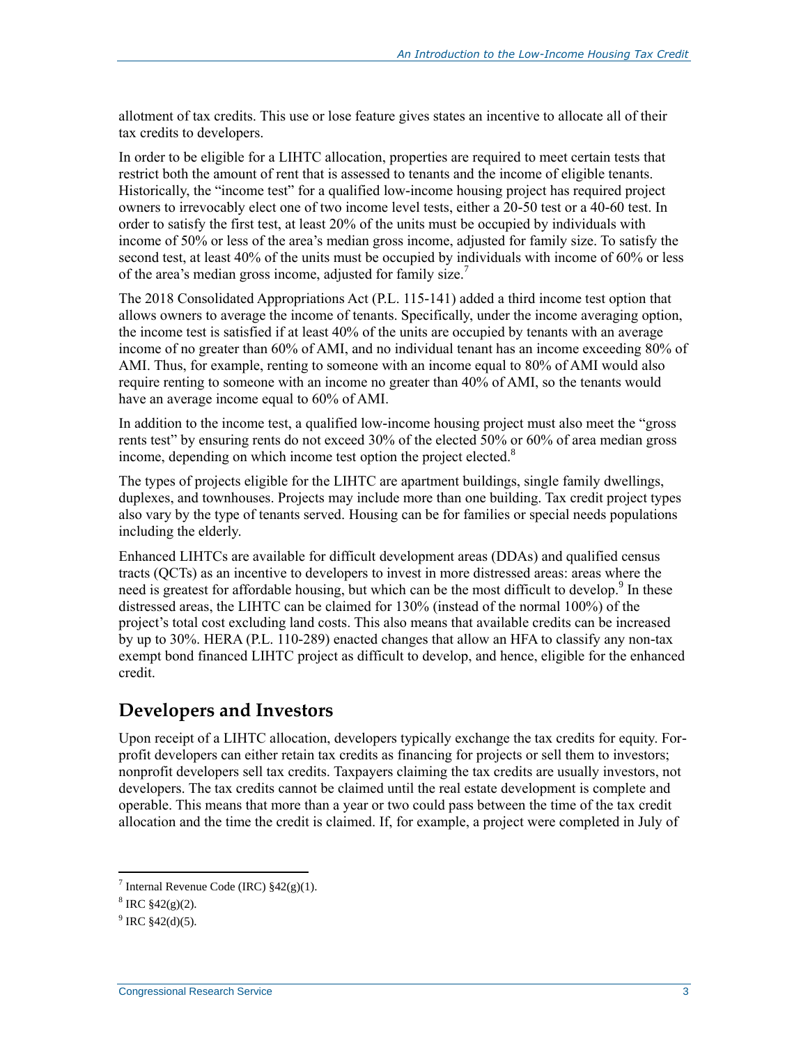allotment of tax credits. This use or lose feature gives states an incentive to allocate all of their tax credits to developers.

In order to be eligible for a LIHTC allocation, properties are required to meet certain tests that restrict both the amount of rent that is assessed to tenants and the income of eligible tenants. Historically, the "income test" for a qualified low-income housing project has required project owners to irrevocably elect one of two income level tests, either a 20-50 test or a 40-60 test. In order to satisfy the first test, at least 20% of the units must be occupied by individuals with income of 50% or less of the area's median gross income, adjusted for family size. To satisfy the second test, at least 40% of the units must be occupied by individuals with income of 60% or less of the area's median gross income, adjusted for family size.[7]

The 2018 Consolidated Appropriations Act (P.L. 115-141) added a third income test option that allows owners to average the income of tenants. Specifically, under the income averaging option, the income test is satisfied if at least 40% of the units are occupied by tenants with an average income of no greater than 60% of AMI, and no individual tenant has an income exceeding 80% of AMI. Thus, for example, renting to someone with an income equal to 80% of AMI would also require renting to someone with an income no greater than 40% of AMI, so the tenants would have an average income equal to 60% of AMI.

In addition to the income test, a qualified low-income housing project must also meet the "gross rents test" by ensuring rents do not exceed 30% of the elected 50% or 60% of area median gross income, depending on which income test option the project elected.[8]

The types of projects eligible for the LIHTC are apartment buildings, single family dwellings, duplexes, and townhouses. Projects may include more than one building. Tax credit project types also vary by the type of tenants served. Housing can be for families or special needs populations including the elderly.

Enhanced LIHTCs are available for difficult development areas (DDAs) and qualified census tracts (QCTs) as an incentive to developers to invest in more distressed areas: areas where the need is greatest for affordable housing, but which can be the most difficult to develop.[9] In these distressed areas, the LIHTC can be claimed for 130% (instead of the normal 100%) of the project's total cost excluding land costs. This also means that available credits can be increased by up to 30%. HERA (P.L. 110-289) enacted changes that allow an HFA to classify any non-tax exempt bond financed LIHTC project as difficult to develop, and hence, eligible for the enhanced credit.

## Developers and Investors

Upon receipt of a LIHTC allocation, developers typically exchange the tax credits for equity. For-profit developers can either retain tax credits as financing for projects or sell them to investors; nonprofit developers sell tax credits. Taxpayers claiming the tax credits are usually investors, not developers. The tax credits cannot be claimed until the real estate development is complete and operable. This means that more than a year or two could pass between the time of the tax credit allocation and the time the credit is claimed. If, for example, a project were completed in July of

---

[7] Internal Revenue Code (IRC) §42(g)(1).

[8] IRC §42(g)(2).

[9] IRC §42(d)(5).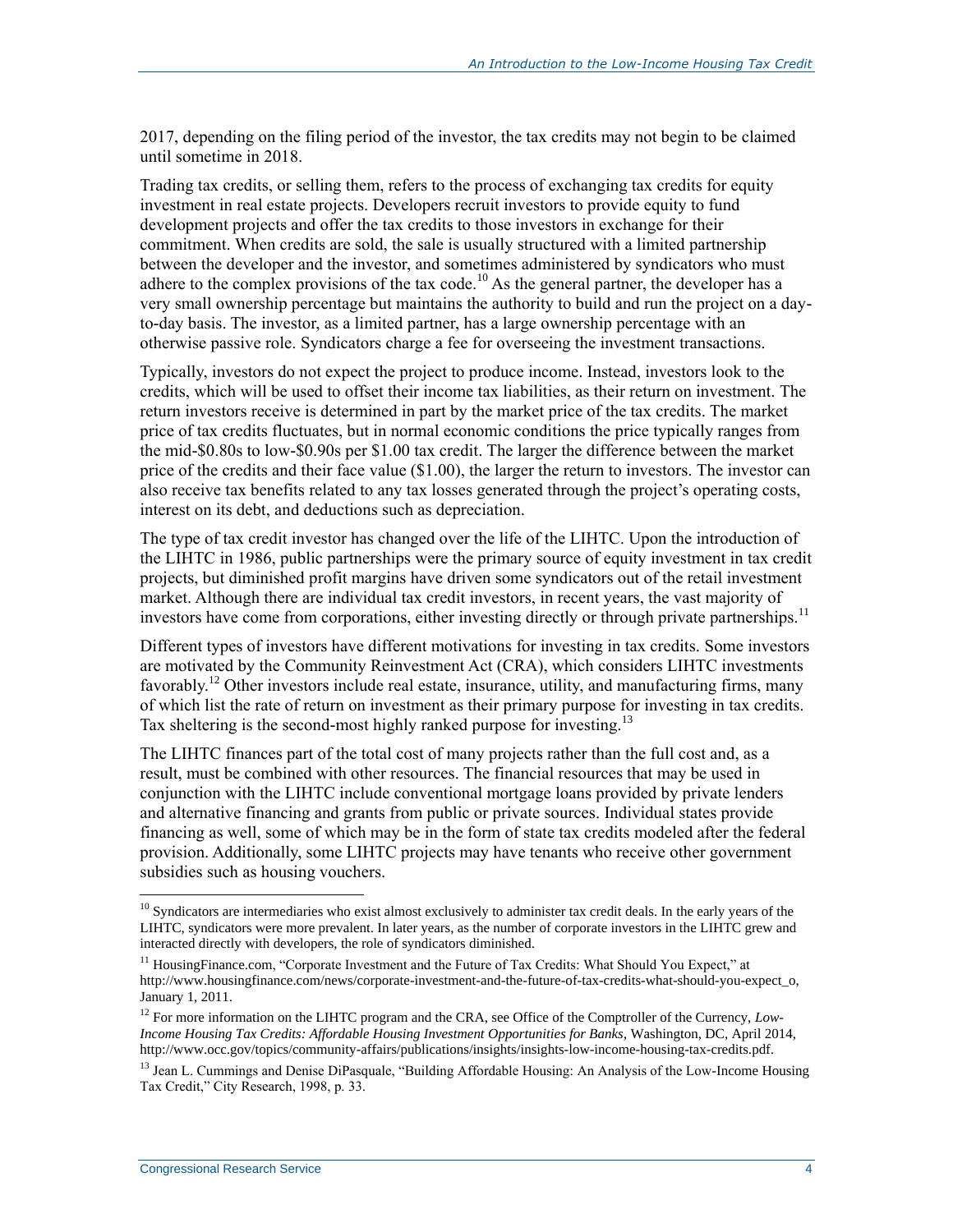2017, depending on the filing period of the investor, the tax credits may not begin to be claimed until sometime in 2018.

Trading tax credits, or selling them, refers to the process of exchanging tax credits for equity investment in real estate projects. Developers recruit investors to provide equity to fund development projects and offer the tax credits to those investors in exchange for their commitment. When credits are sold, the sale is usually structured with a limited partnership between the developer and the investor, and sometimes administered by syndicators who must adhere to the complex provisions of the tax code.[10] As the general partner, the developer has a very small ownership percentage but maintains the authority to build and run the project on a day-to-day basis. The investor, as a limited partner, has a large ownership percentage with an otherwise passive role. Syndicators charge a fee for overseeing the investment transactions.

Typically, investors do not expect the project to produce income. Instead, investors look to the credits, which will be used to offset their income tax liabilities, as their return on investment. The return investors receive is determined in part by the market price of the tax credits. The market price of tax credits fluctuates, but in normal economic conditions the price typically ranges from the mid-$0.80s to low-$0.90s per $1.00 tax credit. The larger the difference between the market price of the credits and their face value ($1.00), the larger the return to investors. The investor can also receive tax benefits related to any tax losses generated through the project's operating costs, interest on its debt, and deductions such as depreciation.

The type of tax credit investor has changed over the life of the LIHTC. Upon the introduction of the LIHTC in 1986, public partnerships were the primary source of equity investment in tax credit projects, but diminished profit margins have driven some syndicators out of the retail investment market. Although there are individual tax credit investors, in recent years, the vast majority of investors have come from corporations, either investing directly or through private partnerships.[11]

Different types of investors have different motivations for investing in tax credits. Some investors are motivated by the Community Reinvestment Act (CRA), which considers LIHTC investments favorably.[12] Other investors include real estate, insurance, utility, and manufacturing firms, many of which list the rate of return on investment as their primary purpose for investing in tax credits. Tax sheltering is the second-most highly ranked purpose for investing.[13]

The LIHTC finances part of the total cost of many projects rather than the full cost and, as a result, must be combined with other resources. The financial resources that may be used in conjunction with the LIHTC include conventional mortgage loans provided by private lenders and alternative financing and grants from public or private sources. Individual states provide financing as well, some of which may be in the form of state tax credits modeled after the federal provision. Additionally, some LIHTC projects may have tenants who receive other government subsidies such as housing vouchers.

---

[10] Syndicators are intermediaries who exist almost exclusively to administer tax credit deals. In the early years of the LIHTC, syndicators were more prevalent. In later years, as the number of corporate investors in the LIHTC grew and interacted directly with developers, the role of syndicators diminished.

[11] HousingFinance.com, "Corporate Investment and the Future of Tax Credits: What Should You Expect," at http://www.housingfinance.com/news/corporate-investment-and-the-future-of-tax-credits-what-should-you-expect_o, January 1, 2011.

[12] For more information on the LIHTC program and the CRA, see Office of the Comptroller of the Currency, *Low-Income Housing Tax Credits: Affordable Housing Investment Opportunities for Banks*, Washington, DC, April 2014, http://www.occ.gov/topics/community-affairs/publications/insights/insights-low-income-housing-tax-credits.pdf.

[13] Jean L. Cummings and Denise DiPasquale, "Building Affordable Housing: An Analysis of the Low-Income Housing Tax Credit," City Research, 1998, p. 33.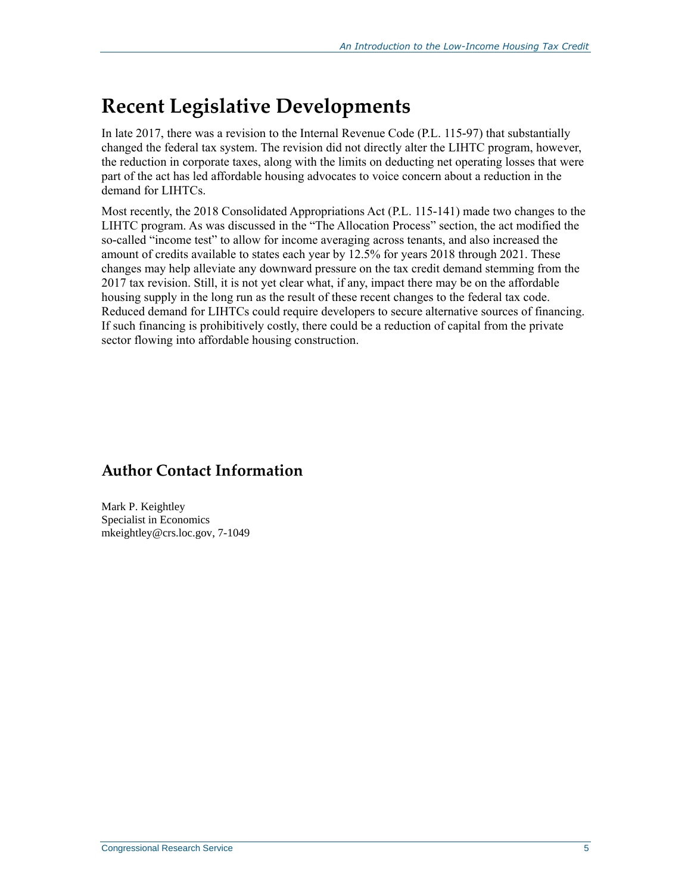# Recent Legislative Developments

In late 2017, there was a revision to the Internal Revenue Code (P.L. 115-97) that substantially changed the federal tax system. The revision did not directly alter the LIHTC program, however, the reduction in corporate taxes, along with the limits on deducting net operating losses that were part of the act has led affordable housing advocates to voice concern about a reduction in the demand for LIHTCs.

Most recently, the 2018 Consolidated Appropriations Act (P.L. 115-141) made two changes to the LIHTC program. As was discussed in the "The Allocation Process" section, the act modified the so-called "income test" to allow for income averaging across tenants, and also increased the amount of credits available to states each year by 12.5% for years 2018 through 2021. These changes may help alleviate any downward pressure on the tax credit demand stemming from the 2017 tax revision. Still, it is not yet clear what, if any, impact there may be on the affordable housing supply in the long run as the result of these recent changes to the federal tax code. Reduced demand for LIHTCs could require developers to secure alternative sources of financing. If such financing is prohibitively costly, there could be a reduction of capital from the private sector flowing into affordable housing construction.

## Author Contact Information

Mark P. Keightley
Specialist in Economics
mkeightley@crs.loc.gov, 7-1049